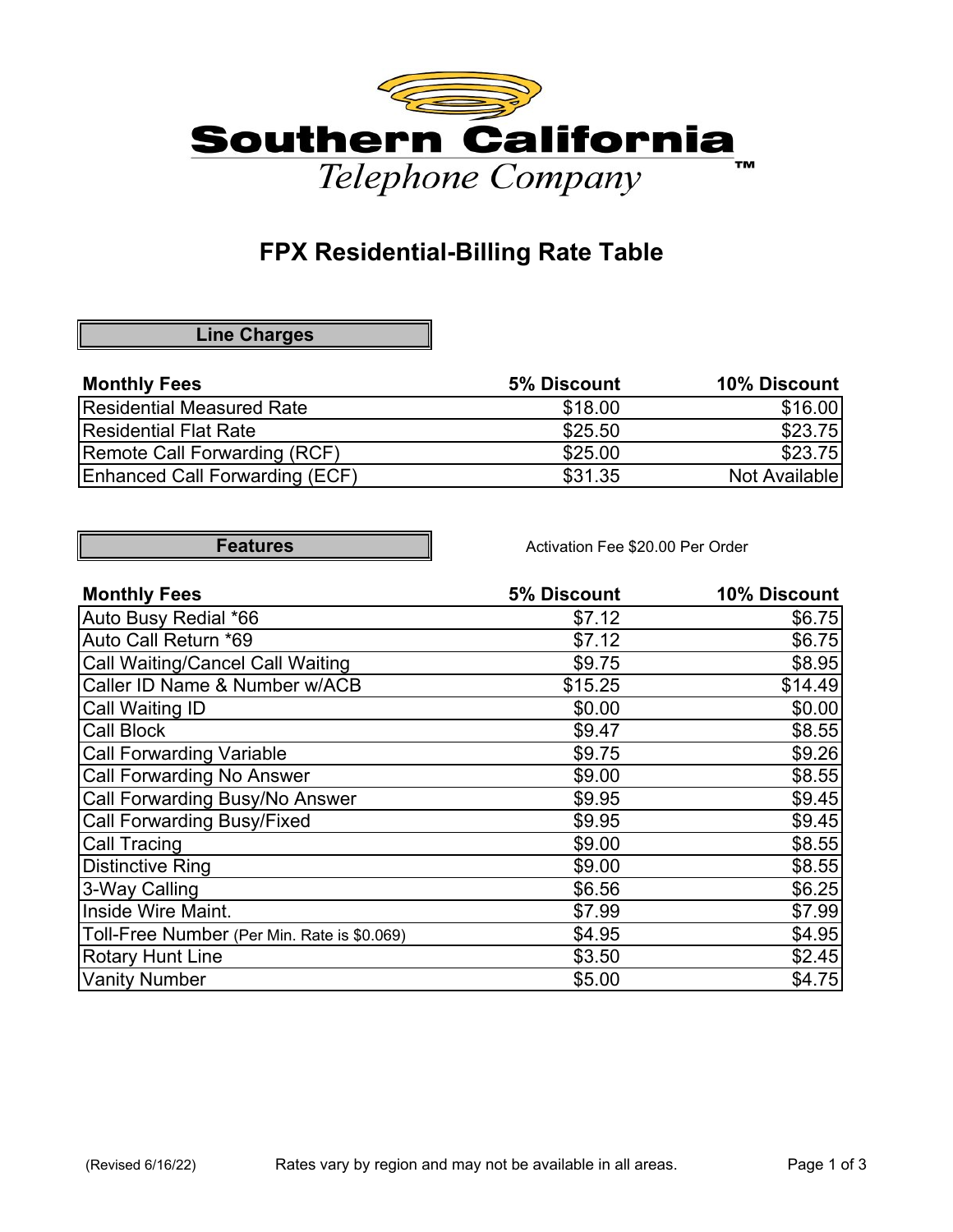# Southern California Telephone Company™

## FPX Residential-Billing Rate Table

### Line Charges

| Monthly Fees | 5% Discount | 10% Discount |
|---|---|---|
| Residential Measured Rate | $18.00 | $16.00 |
| Residential Flat Rate | $25.50 | $23.75 |
| Remote Call Forwarding (RCF) | $25.00 | $23.75 |
| Enhanced Call Forwarding (ECF) | $31.35 | Not Available |

### Features

Activation Fee $20.00 Per Order

| Monthly Fees | 5% Discount | 10% Discount |
|---|---|---|
| Auto Busy Redial *66 | $7.12 | $6.75 |
| Auto Call Return *69 | $7.12 | $6.75 |
| Call Waiting/Cancel Call Waiting | $9.75 | $8.95 |
| Caller ID Name & Number w/ACB | $15.25 | $14.49 |
| Call Waiting ID | $0.00 | $0.00 |
| Call Block | $9.47 | $8.55 |
| Call Forwarding Variable | $9.75 | $9.26 |
| Call Forwarding No Answer | $9.00 | $8.55 |
| Call Forwarding Busy/No Answer | $9.95 | $9.45 |
| Call Forwarding Busy/Fixed | $9.95 | $9.45 |
| Call Tracing | $9.00 | $8.55 |
| Distinctive Ring | $9.00 | $8.55 |
| 3-Way Calling | $6.56 | $6.25 |
| Inside Wire Maint. | $7.99 | $7.99 |
| Toll-Free Number (Per Min. Rate is $0.069) | $4.95 | $4.95 |
| Rotary Hunt Line | $3.50 | $2.45 |
| Vanity Number | $5.00 | $4.75 |

(Revised 6/16/22) Rates vary by region and may not be available in all areas.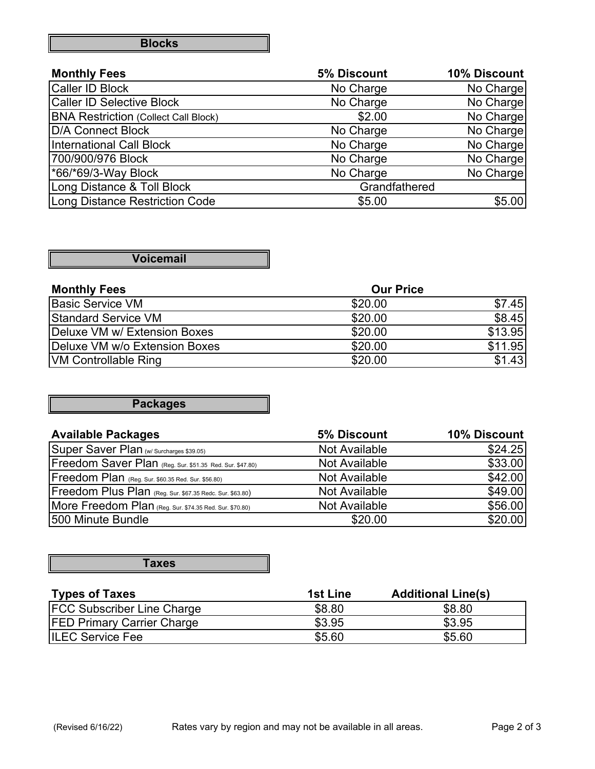## Blocks

| Monthly Fees | 5% Discount | 10% Discount |
|---|---|---|
| Caller ID Block | No Charge | No Charge |
| Caller ID Selective Block | No Charge | No Charge |
| BNA Restriction (Collect Call Block) | $2.00 | No Charge |
| D/A Connect Block | No Charge | No Charge |
| International Call Block | No Charge | No Charge |
| 700/900/976 Block | No Charge | No Charge |
| *66/*69/3-Way Block | No Charge | No Charge |
| Long Distance & Toll Block | Grandfathered | |
| Long Distance Restriction Code | $5.00 | $5.00 |

## Voicemail

| Monthly Fees | | Our Price |
|---|---|---|
| Basic Service VM | $20.00 | $7.45 |
| Standard Service VM | $20.00 | $8.45 |
| Deluxe VM w/ Extension Boxes | $20.00 | $13.95 |
| Deluxe VM w/o Extension Boxes | $20.00 | $11.95 |
| VM Controllable Ring | $20.00 | $1.43 |

## Packages

| Available Packages | 5% Discount | 10% Discount |
|---|---|---|
| Super Saver Plan (w/ Surcharges $39.05) | Not Available | $24.25 |
| Freedom Saver Plan (Reg. Sur. $51.35 Red. Sur. $47.80) | Not Available | $33.00 |
| Freedom Plan (Reg. Sur. $60.35 Red. Sur. $56.80) | Not Available | $42.00 |
| Freedom Plus Plan (Reg. Sur. $67.35 Redc. Sur. $63.80) | Not Available | $49.00 |
| More Freedom Plan (Reg. Sur. $74.35 Red. Sur. $70.80) | Not Available | $56.00 |
| 500 Minute Bundle | $20.00 | $20.00 |

## Taxes

| Types of Taxes | 1st Line | Additional Line(s) |
|---|---|---|
| FCC Subscriber Line Charge | $8.80 | $8.80 |
| FED Primary Carrier Charge | $3.95 | $3.95 |
| ILEC Service Fee | $5.60 | $5.60 |

(Revised 6/16/22) Rates vary by region and may not be available in all areas.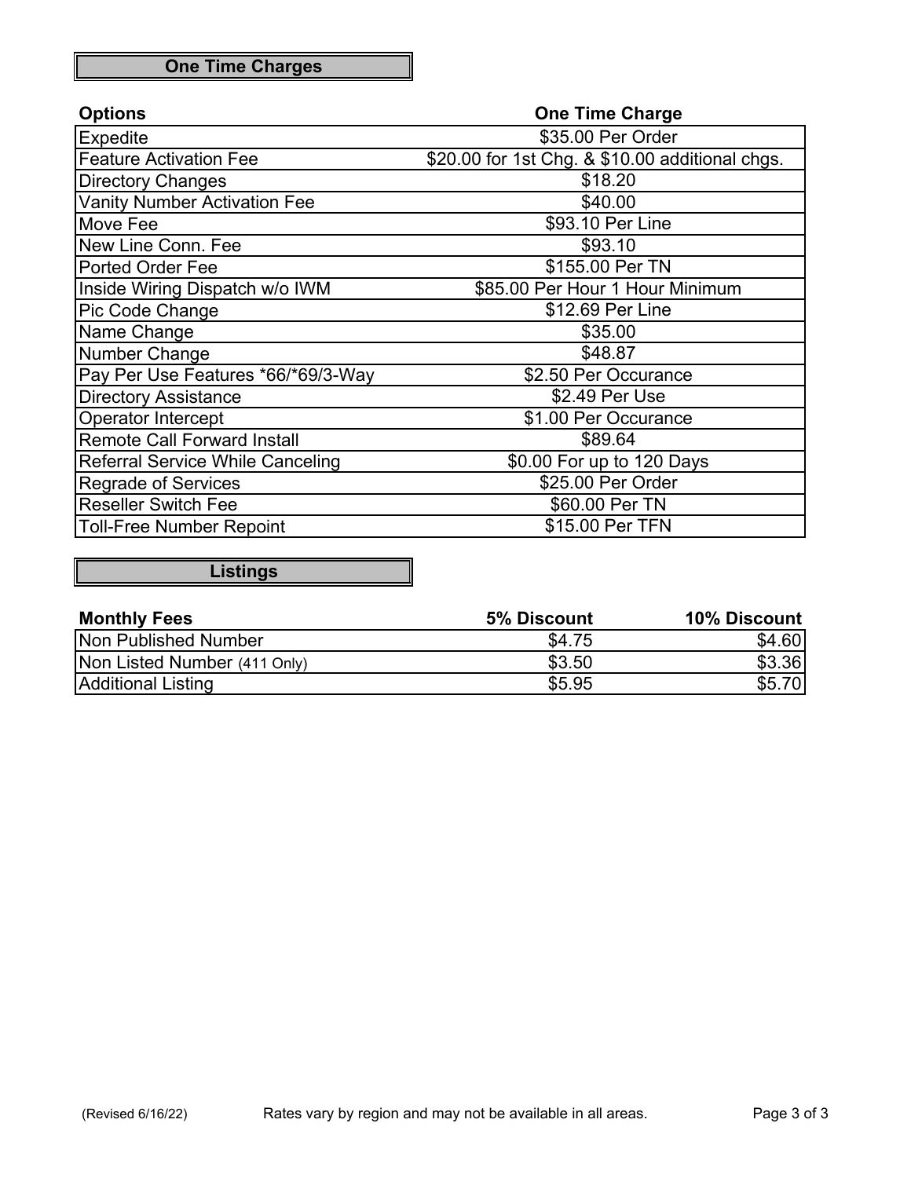## One Time Charges

| Options | One Time Charge |
|---|---|
| Expedite | $35.00 Per Order |
| Feature Activation Fee | $20.00 for 1st Chg. & $10.00 additional chgs. |
| Directory Changes | $18.20 |
| Vanity Number Activation Fee | $40.00 |
| Move Fee | $93.10 Per Line |
| New Line Conn. Fee | $93.10 |
| Ported Order Fee | $155.00 Per TN |
| Inside Wiring Dispatch w/o IWM | $85.00 Per Hour 1 Hour Minimum |
| Pic Code Change | $12.69 Per Line |
| Name Change | $35.00 |
| Number Change | $48.87 |
| Pay Per Use Features *66/*69/3-Way | $2.50 Per Occurance |
| Directory Assistance | $2.49 Per Use |
| Operator Intercept | $1.00 Per Occurance |
| Remote Call Forward Install | $89.64 |
| Referral Service While Canceling | $0.00 For up to 120 Days |
| Regrade of Services | $25.00 Per Order |
| Reseller Switch Fee | $60.00 Per TN |
| Toll-Free Number Repoint | $15.00 Per TFN |

## Listings

| Monthly Fees | 5% Discount | 10% Discount |
|---|---|---|
| Non Published Number | $4.75 | $4.60 |
| Non Listed Number (411 Only) | $3.50 | $3.36 |
| Additional Listing | $5.95 | $5.70 |

(Revised 6/16/22) Rates vary by region and may not be available in all areas.